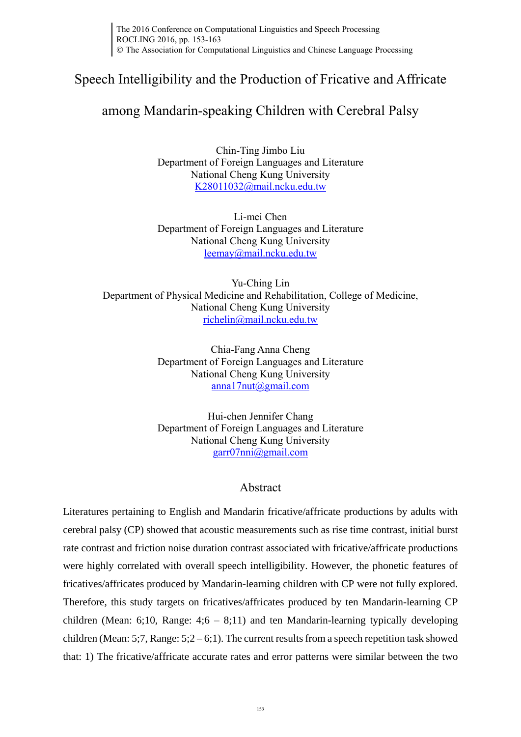The 2016 Conference on Computational Linguistics and Speech Processing
ROCLING 2016, pp. 153-163
© The Association for Computational Linguistics and Chinese Language Processing

# Speech Intelligibility and the Production of Fricative and Affricate among Mandarin-speaking Children with Cerebral Palsy

Chin-Ting Jimbo Liu
Department of Foreign Languages and Literature
National Cheng Kung University
K28011032@mail.ncku.edu.tw

Li-mei Chen
Department of Foreign Languages and Literature
National Cheng Kung University
leemay@mail.ncku.edu.tw

Yu-Ching Lin
Department of Physical Medicine and Rehabilitation, College of Medicine,
National Cheng Kung University
richelin@mail.ncku.edu.tw

Chia-Fang Anna Cheng
Department of Foreign Languages and Literature
National Cheng Kung University
anna17nut@gmail.com

Hui-chen Jennifer Chang
Department of Foreign Languages and Literature
National Cheng Kung University
garr07nni@gmail.com

## Abstract

Literatures pertaining to English and Mandarin fricative/affricate productions by adults with cerebral palsy (CP) showed that acoustic measurements such as rise time contrast, initial burst rate contrast and friction noise duration contrast associated with fricative/affricate productions were highly correlated with overall speech intelligibility. However, the phonetic features of fricatives/affricates produced by Mandarin-learning children with CP were not fully explored. Therefore, this study targets on fricatives/affricates produced by ten Mandarin-learning CP children (Mean: 6;10, Range: 4;6 – 8;11) and ten Mandarin-learning typically developing children (Mean: 5;7, Range: 5;2 – 6;1). The current results from a speech repetition task showed that: 1) The fricative/affricate accurate rates and error patterns were similar between the two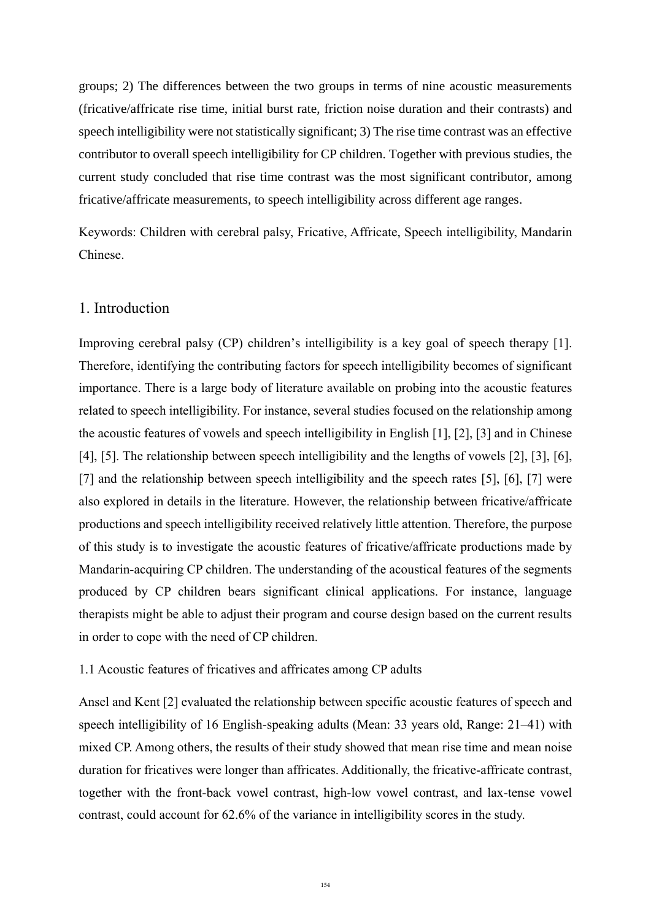groups; 2) The differences between the two groups in terms of nine acoustic measurements (fricative/affricate rise time, initial burst rate, friction noise duration and their contrasts) and speech intelligibility were not statistically significant; 3) The rise time contrast was an effective contributor to overall speech intelligibility for CP children. Together with previous studies, the current study concluded that rise time contrast was the most significant contributor, among fricative/affricate measurements, to speech intelligibility across different age ranges.

Keywords: Children with cerebral palsy, Fricative, Affricate, Speech intelligibility, Mandarin Chinese.

## 1. Introduction

Improving cerebral palsy (CP) children's intelligibility is a key goal of speech therapy [1]. Therefore, identifying the contributing factors for speech intelligibility becomes of significant importance. There is a large body of literature available on probing into the acoustic features related to speech intelligibility. For instance, several studies focused on the relationship among the acoustic features of vowels and speech intelligibility in English [1], [2], [3] and in Chinese [4], [5]. The relationship between speech intelligibility and the lengths of vowels [2], [3], [6], [7] and the relationship between speech intelligibility and the speech rates [5], [6], [7] were also explored in details in the literature. However, the relationship between fricative/affricate productions and speech intelligibility received relatively little attention. Therefore, the purpose of this study is to investigate the acoustic features of fricative/affricate productions made by Mandarin-acquiring CP children. The understanding of the acoustical features of the segments produced by CP children bears significant clinical applications. For instance, language therapists might be able to adjust their program and course design based on the current results in order to cope with the need of CP children.

### 1.1 Acoustic features of fricatives and affricates among CP adults

Ansel and Kent [2] evaluated the relationship between specific acoustic features of speech and speech intelligibility of 16 English-speaking adults (Mean: 33 years old, Range: 21–41) with mixed CP. Among others, the results of their study showed that mean rise time and mean noise duration for fricatives were longer than affricates. Additionally, the fricative-affricate contrast, together with the front-back vowel contrast, high-low vowel contrast, and lax-tense vowel contrast, could account for 62.6% of the variance in intelligibility scores in the study.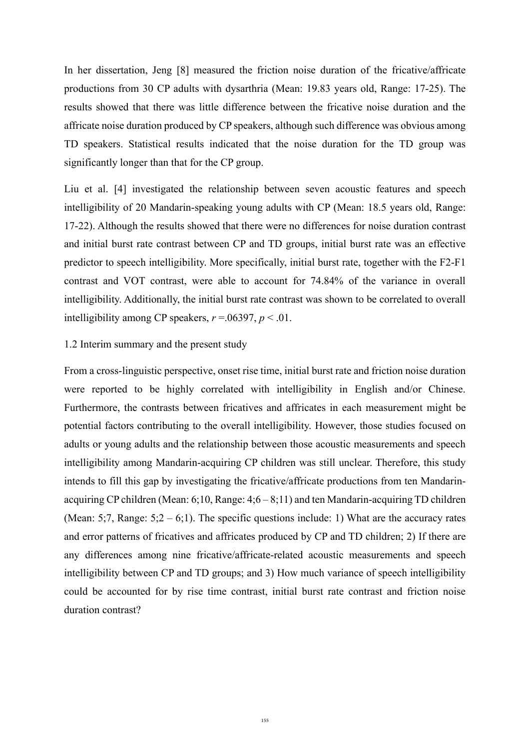In her dissertation, Jeng [8] measured the friction noise duration of the fricative/affricate productions from 30 CP adults with dysarthria (Mean: 19.83 years old, Range: 17-25). The results showed that there was little difference between the fricative noise duration and the affricate noise duration produced by CP speakers, although such difference was obvious among TD speakers. Statistical results indicated that the noise duration for the TD group was significantly longer than that for the CP group.

Liu et al. [4] investigated the relationship between seven acoustic features and speech intelligibility of 20 Mandarin-speaking young adults with CP (Mean: 18.5 years old, Range: 17-22). Although the results showed that there were no differences for noise duration contrast and initial burst rate contrast between CP and TD groups, initial burst rate was an effective predictor to speech intelligibility. More specifically, initial burst rate, together with the F2-F1 contrast and VOT contrast, were able to account for 74.84% of the variance in overall intelligibility. Additionally, the initial burst rate contrast was shown to be correlated to overall intelligibility among CP speakers, $r = .06397$, $p < .01$.

## 1.2 Interim summary and the present study

From a cross-linguistic perspective, onset rise time, initial burst rate and friction noise duration were reported to be highly correlated with intelligibility in English and/or Chinese. Furthermore, the contrasts between fricatives and affricates in each measurement might be potential factors contributing to the overall intelligibility. However, those studies focused on adults or young adults and the relationship between those acoustic measurements and speech intelligibility among Mandarin-acquiring CP children was still unclear. Therefore, this study intends to fill this gap by investigating the fricative/affricate productions from ten Mandarin-acquiring CP children (Mean: 6;10, Range: 4;6 – 8;11) and ten Mandarin-acquiring TD children (Mean: 5;7, Range: 5;2 – 6;1). The specific questions include: 1) What are the accuracy rates and error patterns of fricatives and affricates produced by CP and TD children; 2) If there are any differences among nine fricative/affricate-related acoustic measurements and speech intelligibility between CP and TD groups; and 3) How much variance of speech intelligibility could be accounted for by rise time contrast, initial burst rate contrast and friction noise duration contrast?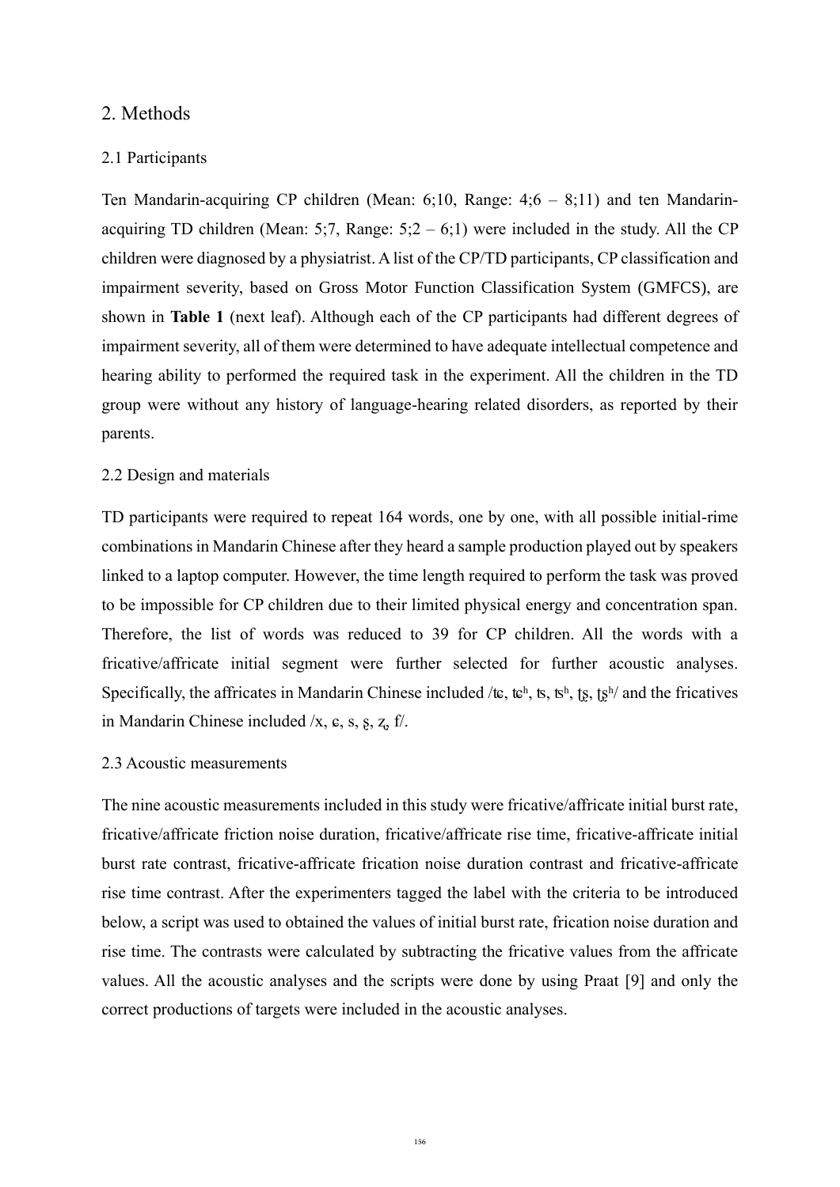## 2. Methods

### 2.1 Participants

Ten Mandarin-acquiring CP children (Mean: 6;10, Range: 4;6 – 8;11) and ten Mandarin-acquiring TD children (Mean: 5;7, Range: 5;2 – 6;1) were included in the study. All the CP children were diagnosed by a physiatrist. A list of the CP/TD participants, CP classification and impairment severity, based on Gross Motor Function Classification System (GMFCS), are shown in **Table 1** (next leaf). Although each of the CP participants had different degrees of impairment severity, all of them were determined to have adequate intellectual competence and hearing ability to performed the required task in the experiment. All the children in the TD group were without any history of language-hearing related disorders, as reported by their parents.

### 2.2 Design and materials

TD participants were required to repeat 164 words, one by one, with all possible initial-rime combinations in Mandarin Chinese after they heard a sample production played out by speakers linked to a laptop computer. However, the time length required to perform the task was proved to be impossible for CP children due to their limited physical energy and concentration span. Therefore, the list of words was reduced to 39 for CP children. All the words with a fricative/affricate initial segment were further selected for further acoustic analyses. Specifically, the affricates in Mandarin Chinese included /ʨ, ʨʰ, ʦ, ʦʰ, ʈʂ, ʈʂʰ/ and the fricatives in Mandarin Chinese included /x, ɕ, s, ʂ, ʐ, f/.

### 2.3 Acoustic measurements

The nine acoustic measurements included in this study were fricative/affricate initial burst rate, fricative/affricate friction noise duration, fricative/affricate rise time, fricative-affricate initial burst rate contrast, fricative-affricate frication noise duration contrast and fricative-affricate rise time contrast. After the experimenters tagged the label with the criteria to be introduced below, a script was used to obtained the values of initial burst rate, frication noise duration and rise time. The contrasts were calculated by subtracting the fricative values from the affricate values. All the acoustic analyses and the scripts were done by using Praat [9] and only the correct productions of targets were included in the acoustic analyses.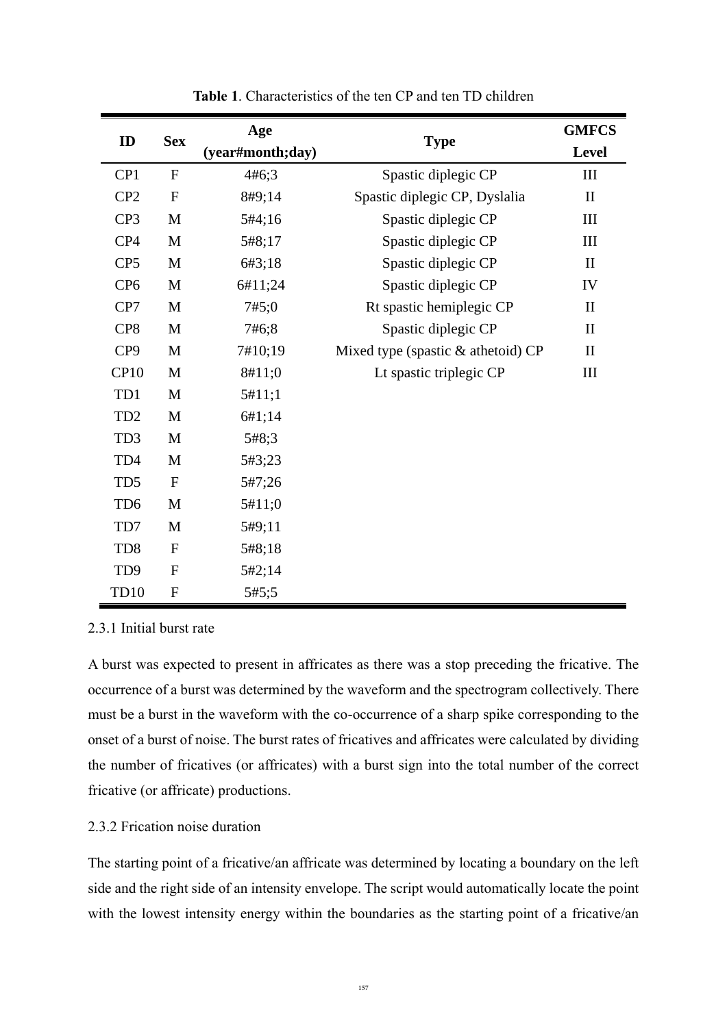**Table 1**. Characteristics of the ten CP and ten TD children

| ID | Sex | Age (year#month;day) | Type | GMFCS Level |
|---|---|---|---|---|
| CP1 | F | 4#6;3 | Spastic diplegic CP | III |
| CP2 | F | 8#9;14 | Spastic diplegic CP, Dyslalia | II |
| CP3 | M | 5#4;16 | Spastic diplegic CP | III |
| CP4 | M | 5#8;17 | Spastic diplegic CP | III |
| CP5 | M | 6#3;18 | Spastic diplegic CP | II |
| CP6 | M | 6#11;24 | Spastic diplegic CP | IV |
| CP7 | M | 7#5;0 | Rt spastic hemiplegic CP | II |
| CP8 | M | 7#6;8 | Spastic diplegic CP | II |
| CP9 | M | 7#10;19 | Mixed type (spastic & athetoid) CP | II |
| CP10 | M | 8#11;0 | Lt spastic triplegic CP | III |
| TD1 | M | 5#11;1 | | |
| TD2 | M | 6#1;14 | | |
| TD3 | M | 5#8;3 | | |
| TD4 | M | 5#3;23 | | |
| TD5 | F | 5#7;26 | | |
| TD6 | M | 5#11;0 | | |
| TD7 | M | 5#9;11 | | |
| TD8 | F | 5#8;18 | | |
| TD9 | F | 5#2;14 | | |
| TD10 | F | 5#5;5 | | |

2.3.1 Initial burst rate

A burst was expected to present in affricates as there was a stop preceding the fricative. The occurrence of a burst was determined by the waveform and the spectrogram collectively. There must be a burst in the waveform with the co-occurrence of a sharp spike corresponding to the onset of a burst of noise. The burst rates of fricatives and affricates were calculated by dividing the number of fricatives (or affricates) with a burst sign into the total number of the correct fricative (or affricate) productions.

2.3.2 Frication noise duration

The starting point of a fricative/an affricate was determined by locating a boundary on the left side and the right side of an intensity envelope. The script would automatically locate the point with the lowest intensity energy within the boundaries as the starting point of a fricative/an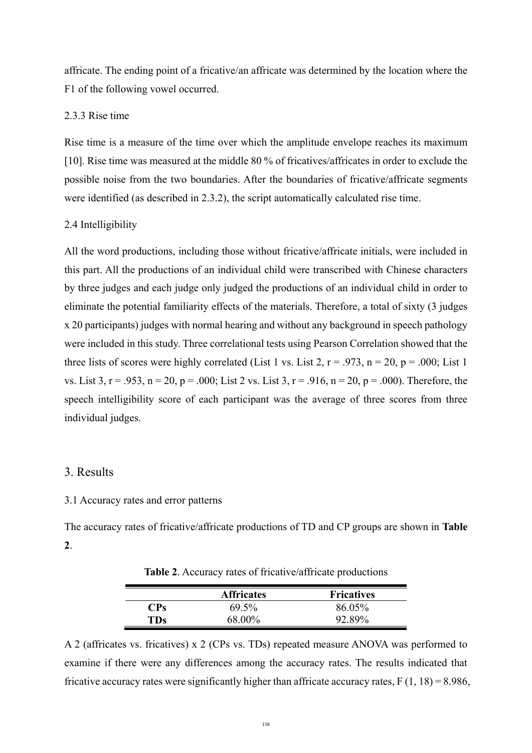affricate. The ending point of a fricative/an affricate was determined by the location where the F1 of the following vowel occurred.

#### 2.3.3 Rise time

Rise time is a measure of the time over which the amplitude envelope reaches its maximum [10]. Rise time was measured at the middle 80 % of fricatives/affricates in order to exclude the possible noise from the two boundaries. After the boundaries of fricative/affricate segments were identified (as described in 2.3.2), the script automatically calculated rise time.

### 2.4 Intelligibility

All the word productions, including those without fricative/affricate initials, were included in this part. All the productions of an individual child were transcribed with Chinese characters by three judges and each judge only judged the productions of an individual child in order to eliminate the potential familiarity effects of the materials. Therefore, a total of sixty (3 judges x 20 participants) judges with normal hearing and without any background in speech pathology were included in this study. Three correlational tests using Pearson Correlation showed that the three lists of scores were highly correlated (List 1 vs. List 2, $r = .973$, $n = 20$, $p = .000$; List 1 vs. List 3, $r = .953$, $n = 20$, $p = .000$; List 2 vs. List 3, $r = .916$, $n = 20$, $p = .000$). Therefore, the speech intelligibility score of each participant was the average of three scores from three individual judges.

## 3. Results

### 3.1 Accuracy rates and error patterns

The accuracy rates of fricative/affricate productions of TD and CP groups are shown in **Table 2**.

**Table 2**. Accuracy rates of fricative/affricate productions

| | Affricates | Fricatives |
|---|---|---|
| **CPs** | 69.5% | 86.05% |
| **TDs** | 68.00% | 92.89% |

A 2 (affricates vs. fricatives) x 2 (CPs vs. TDs) repeated measure ANOVA was performed to examine if there were any differences among the accuracy rates. The results indicated that fricative accuracy rates were significantly higher than affricate accuracy rates, $F(1, 18) = 8.986$,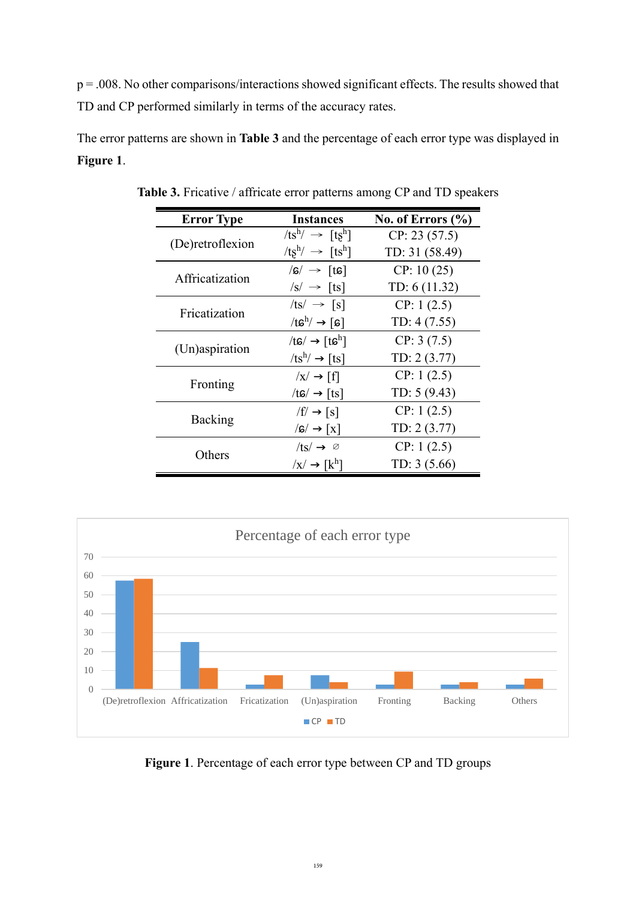p = .008. No other comparisons/interactions showed significant effects. The results showed that TD and CP performed similarly in terms of the accuracy rates.

The error patterns are shown in **Table 3** and the percentage of each error type was displayed in **Figure 1**.

**Table 3.** Fricative / affricate error patterns among CP and TD speakers

| Error Type | Instances | No. of Errors (%) |
|---|---|---|
| (De)retroflexion | /ts$^h$/ → [tʂ$^h$] | CP: 23 (57.5) |
| | /tʂ$^h$/ → [ts$^h$] | TD: 31 (58.49) |
| Affricatization | /ɕ/ → [tɕ] | CP: 10 (25) |
| | /s/ → [ts] | TD: 6 (11.32) |
| Fricatization | /ts/ → [s] | CP: 1 (2.5) |
| | /tɕ$^h$/ → [ɕ] | TD: 4 (7.55) |
| (Un)aspiration | /tɕ/ → [tɕ$^h$] | CP: 3 (7.5) |
| | /ts$^h$/ → [ts] | TD: 2 (3.77) |
| Fronting | /x/ → [f] | CP: 1 (2.5) |
| | /tɕ/ → [ts] | TD: 5 (9.43) |
| Backing | /f/ → [s] | CP: 1 (2.5) |
| | /ɕ/ → [x] | TD: 2 (3.77) |
| Others | /ts/ → ∅ | CP: 1 (2.5) |
| | /x/ → [k$^h$] | TD: 3 (5.66) |

**Figure 1**. Percentage of each error type between CP and TD groups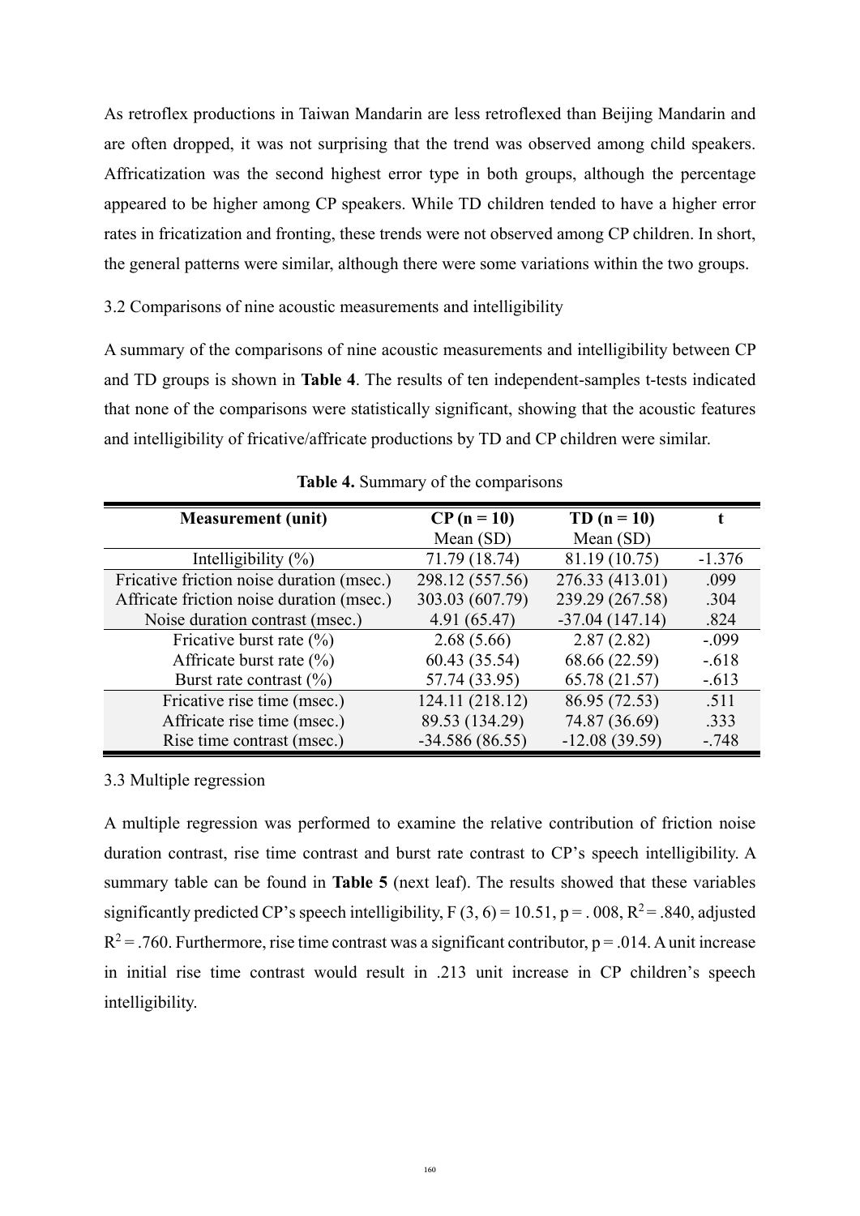As retroflex productions in Taiwan Mandarin are less retroflexed than Beijing Mandarin and are often dropped, it was not surprising that the trend was observed among child speakers. Affricatization was the second highest error type in both groups, although the percentage appeared to be higher among CP speakers. While TD children tended to have a higher error rates in fricatization and fronting, these trends were not observed among CP children. In short, the general patterns were similar, although there were some variations within the two groups.

### 3.2 Comparisons of nine acoustic measurements and intelligibility

A summary of the comparisons of nine acoustic measurements and intelligibility between CP and TD groups is shown in **Table 4**. The results of ten independent-samples t-tests indicated that none of the comparisons were statistically significant, showing that the acoustic features and intelligibility of fricative/affricate productions by TD and CP children were similar.

**Table 4.** Summary of the comparisons

| **Measurement (unit)** | **CP (n = 10)** Mean (SD) | **TD (n = 10)** Mean (SD) | **t** |
|---|---|---|---|
| Intelligibility (%) | 71.79 (18.74) | 81.19 (10.75) | -1.376 |
| Fricative friction noise duration (msec.) | 298.12 (557.56) | 276.33 (413.01) | .099 |
| Affricate friction noise duration (msec.) | 303.03 (607.79) | 239.29 (267.58) | .304 |
| Noise duration contrast (msec.) | 4.91 (65.47) | -37.04 (147.14) | .824 |
| Fricative burst rate (%) | 2.68 (5.66) | 2.87 (2.82) | -.099 |
| Affricate burst rate (%) | 60.43 (35.54) | 68.66 (22.59) | -.618 |
| Burst rate contrast (%) | 57.74 (33.95) | 65.78 (21.57) | -.613 |
| Fricative rise time (msec.) | 124.11 (218.12) | 86.95 (72.53) | .511 |
| Affricate rise time (msec.) | 89.53 (134.29) | 74.87 (36.69) | .333 |
| Rise time contrast (msec.) | -34.586 (86.55) | -12.08 (39.59) | -.748 |

### 3.3 Multiple regression

A multiple regression was performed to examine the relative contribution of friction noise duration contrast, rise time contrast and burst rate contrast to CP's speech intelligibility. A summary table can be found in **Table 5** (next leaf). The results showed that these variables significantly predicted CP's speech intelligibility, $F(3, 6) = 10.51$, $p = .008$, $R^2 = .840$, adjusted $R^2 = .760$. Furthermore, rise time contrast was a significant contributor, $p = .014$. A unit increase in initial rise time contrast would result in .213 unit increase in CP children's speech intelligibility.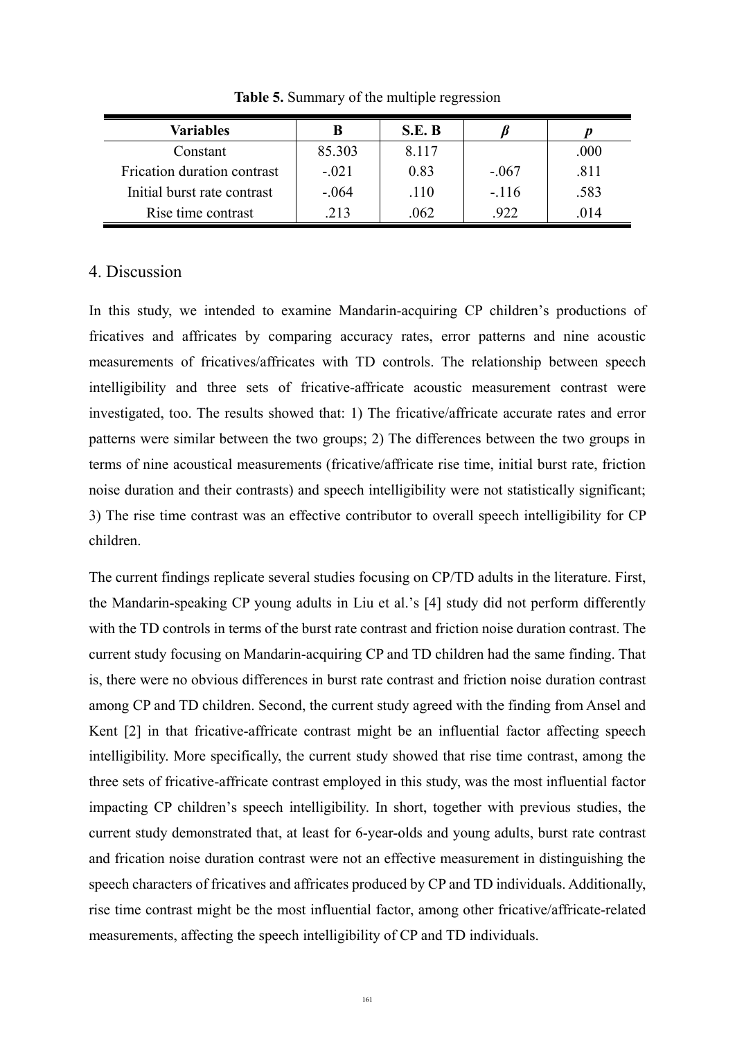**Table 5.** Summary of the multiple regression

| Variables | B | S.E. B | *β* | *p* |
|---|---|---|---|---|
| Constant | 85.303 | 8.117 | | .000 |
| Frication duration contrast | -.021 | 0.83 | -.067 | .811 |
| Initial burst rate contrast | -.064 | .110 | -.116 | .583 |
| Rise time contrast | .213 | .062 | .922 | .014 |

## 4. Discussion

In this study, we intended to examine Mandarin-acquiring CP children's productions of fricatives and affricates by comparing accuracy rates, error patterns and nine acoustic measurements of fricatives/affricates with TD controls. The relationship between speech intelligibility and three sets of fricative-affricate acoustic measurement contrast were investigated, too. The results showed that: 1) The fricative/affricate accurate rates and error patterns were similar between the two groups; 2) The differences between the two groups in terms of nine acoustical measurements (fricative/affricate rise time, initial burst rate, friction noise duration and their contrasts) and speech intelligibility were not statistically significant; 3) The rise time contrast was an effective contributor to overall speech intelligibility for CP children.

The current findings replicate several studies focusing on CP/TD adults in the literature. First, the Mandarin-speaking CP young adults in Liu et al.'s [4] study did not perform differently with the TD controls in terms of the burst rate contrast and friction noise duration contrast. The current study focusing on Mandarin-acquiring CP and TD children had the same finding. That is, there were no obvious differences in burst rate contrast and friction noise duration contrast among CP and TD children. Second, the current study agreed with the finding from Ansel and Kent [2] in that fricative-affricate contrast might be an influential factor affecting speech intelligibility. More specifically, the current study showed that rise time contrast, among the three sets of fricative-affricate contrast employed in this study, was the most influential factor impacting CP children's speech intelligibility. In short, together with previous studies, the current study demonstrated that, at least for 6-year-olds and young adults, burst rate contrast and frication noise duration contrast were not an effective measurement in distinguishing the speech characters of fricatives and affricates produced by CP and TD individuals. Additionally, rise time contrast might be the most influential factor, among other fricative/affricate-related measurements, affecting the speech intelligibility of CP and TD individuals.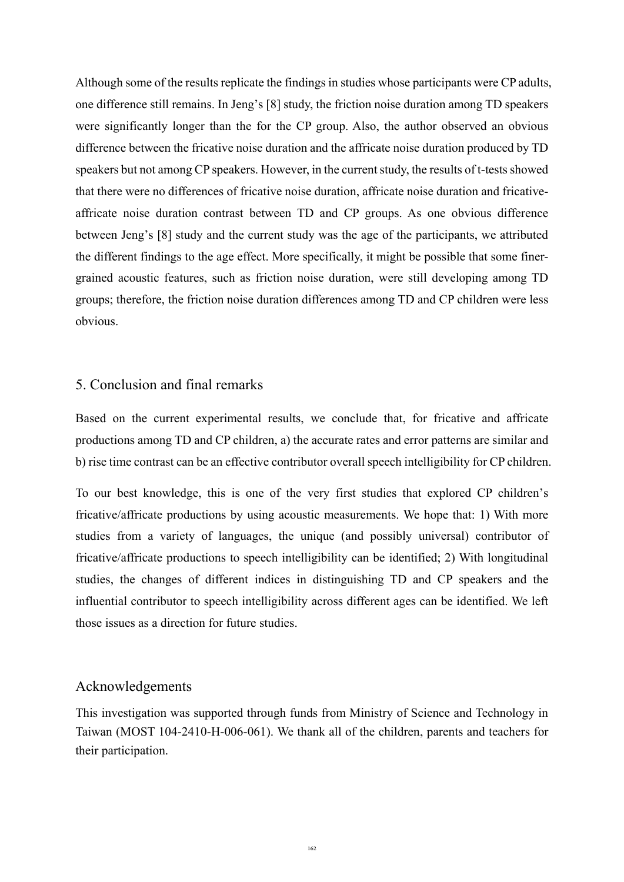Although some of the results replicate the findings in studies whose participants were CP adults, one difference still remains. In Jeng's [8] study, the friction noise duration among TD speakers were significantly longer than the for the CP group. Also, the author observed an obvious difference between the fricative noise duration and the affricate noise duration produced by TD speakers but not among CP speakers. However, in the current study, the results of t-tests showed that there were no differences of fricative noise duration, affricate noise duration and fricative-affricate noise duration contrast between TD and CP groups. As one obvious difference between Jeng's [8] study and the current study was the age of the participants, we attributed the different findings to the age effect. More specifically, it might be possible that some finer-grained acoustic features, such as friction noise duration, were still developing among TD groups; therefore, the friction noise duration differences among TD and CP children were less obvious.

## 5. Conclusion and final remarks

Based on the current experimental results, we conclude that, for fricative and affricate productions among TD and CP children, a) the accurate rates and error patterns are similar and b) rise time contrast can be an effective contributor overall speech intelligibility for CP children.

To our best knowledge, this is one of the very first studies that explored CP children's fricative/affricate productions by using acoustic measurements. We hope that: 1) With more studies from a variety of languages, the unique (and possibly universal) contributor of fricative/affricate productions to speech intelligibility can be identified; 2) With longitudinal studies, the changes of different indices in distinguishing TD and CP speakers and the influential contributor to speech intelligibility across different ages can be identified. We left those issues as a direction for future studies.

## Acknowledgements

This investigation was supported through funds from Ministry of Science and Technology in Taiwan (MOST 104-2410-H-006-061). We thank all of the children, parents and teachers for their participation.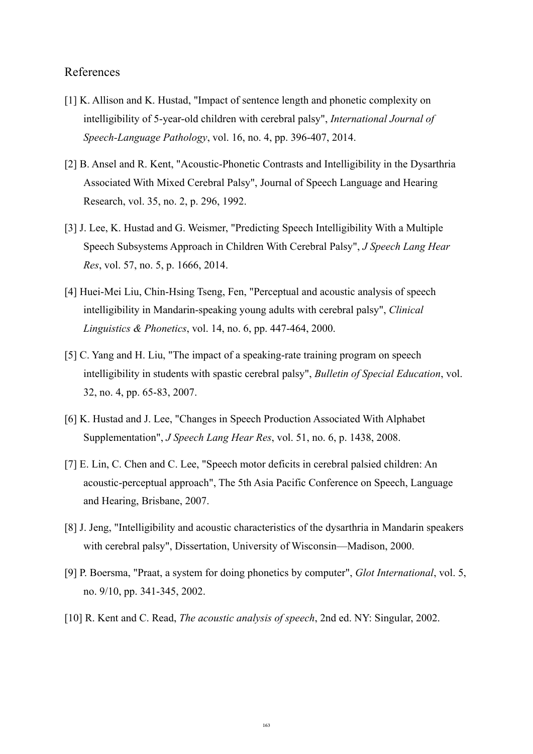# References

[1] K. Allison and K. Hustad, "Impact of sentence length and phonetic complexity on intelligibility of 5-year-old children with cerebral palsy", *International Journal of Speech-Language Pathology*, vol. 16, no. 4, pp. 396-407, 2014.

[2] B. Ansel and R. Kent, "Acoustic-Phonetic Contrasts and Intelligibility in the Dysarthria Associated With Mixed Cerebral Palsy", Journal of Speech Language and Hearing Research, vol. 35, no. 2, p. 296, 1992.

[3] J. Lee, K. Hustad and G. Weismer, "Predicting Speech Intelligibility With a Multiple Speech Subsystems Approach in Children With Cerebral Palsy", *J Speech Lang Hear Res*, vol. 57, no. 5, p. 1666, 2014.

[4] Huei-Mei Liu, Chin-Hsing Tseng, Fen, "Perceptual and acoustic analysis of speech intelligibility in Mandarin-speaking young adults with cerebral palsy", *Clinical Linguistics & Phonetics*, vol. 14, no. 6, pp. 447-464, 2000.

[5] C. Yang and H. Liu, "The impact of a speaking-rate training program on speech intelligibility in students with spastic cerebral palsy", *Bulletin of Special Education*, vol. 32, no. 4, pp. 65-83, 2007.

[6] K. Hustad and J. Lee, "Changes in Speech Production Associated With Alphabet Supplementation", *J Speech Lang Hear Res*, vol. 51, no. 6, p. 1438, 2008.

[7] E. Lin, C. Chen and C. Lee, "Speech motor deficits in cerebral palsied children: An acoustic-perceptual approach", The 5th Asia Pacific Conference on Speech, Language and Hearing, Brisbane, 2007.

[8] J. Jeng, "Intelligibility and acoustic characteristics of the dysarthria in Mandarin speakers with cerebral palsy", Dissertation, University of Wisconsin—Madison, 2000.

[9] P. Boersma, "Praat, a system for doing phonetics by computer", *Glot International*, vol. 5, no. 9/10, pp. 341-345, 2002.

[10] R. Kent and C. Read, *The acoustic analysis of speech*, 2nd ed. NY: Singular, 2002.